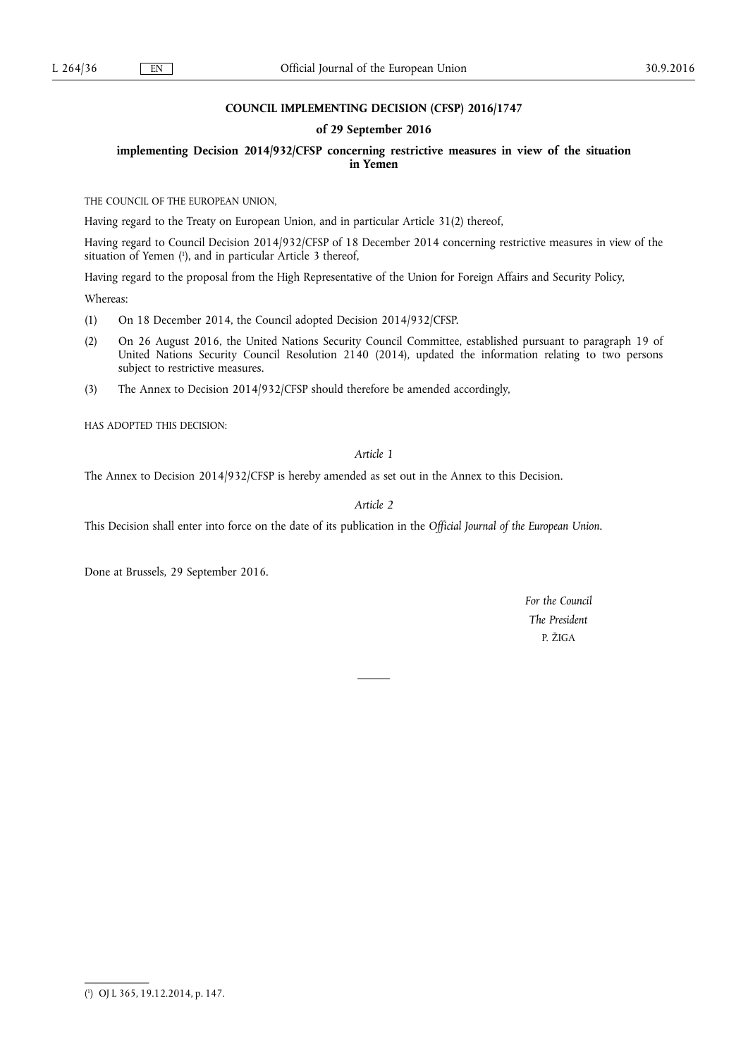# COUNCIL IMPLEMENTING DECISION (CFSP) 2016/1747

## of 29 September 2016

## implementing Decision 2014/932/CFSP concerning restrictive measures in view of the situation in Yemen

THE COUNCIL OF THE EUROPEAN UNION,

Having regard to the Treaty on European Union, and in particular Article 31(2) thereof,

Having regard to Council Decision 2014/932/CFSP of 18 December 2014 concerning restrictive measures in view of the situation of Yemen [1], and in particular Article 3 thereof,

Having regard to the proposal from the High Representative of the Union for Foreign Affairs and Security Policy,

Whereas:

(1) On 18 December 2014, the Council adopted Decision 2014/932/CFSP.

(2) On 26 August 2016, the United Nations Security Council Committee, established pursuant to paragraph 19 of United Nations Security Council Resolution 2140 (2014), updated the information relating to two persons subject to restrictive measures.

(3) The Annex to Decision 2014/932/CFSP should therefore be amended accordingly,

HAS ADOPTED THIS DECISION:

*Article 1*

The Annex to Decision 2014/932/CFSP is hereby amended as set out in the Annex to this Decision.

*Article 2*

This Decision shall enter into force on the date of its publication in the *Official Journal of the European Union*.

Done at Brussels, 29 September 2016.

*For the Council*

*The President*

P. ŽIGA

---

[1] OJ L 365, 19.12.2014, p. 147.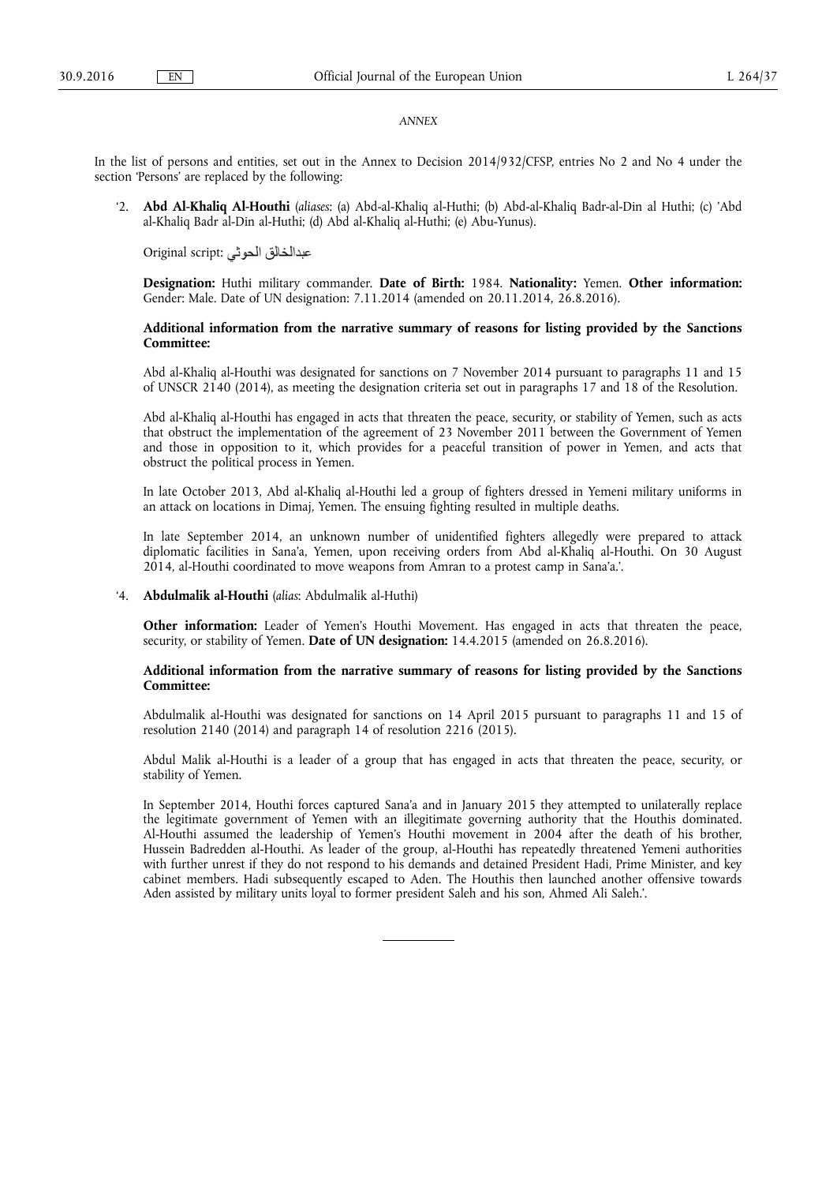*ANNEX*

In the list of persons and entities, set out in the Annex to Decision 2014/932/CFSP, entries No 2 and No 4 under the section 'Persons' are replaced by the following:

'2. **Abd Al-Khaliq Al-Houthi** (*aliases*: (a) Abd-al-Khaliq al-Huthi; (b) Abd-al-Khaliq Badr-al-Din al Huthi; (c) 'Abd al-Khaliq Badr al-Din al-Huthi; (d) Abd al-Khaliq al-Huthi; (e) Abu-Yunus).

Original script: عبدالخالق الحوثي

**Designation:** Huthi military commander. **Date of Birth:** 1984. **Nationality:** Yemen. **Other information:** Gender: Male. Date of UN designation: 7.11.2014 (amended on 20.11.2014, 26.8.2016).

**Additional information from the narrative summary of reasons for listing provided by the Sanctions Committee:**

Abd al-Khaliq al-Houthi was designated for sanctions on 7 November 2014 pursuant to paragraphs 11 and 15 of UNSCR 2140 (2014), as meeting the designation criteria set out in paragraphs 17 and 18 of the Resolution.

Abd al-Khaliq al-Houthi has engaged in acts that threaten the peace, security, or stability of Yemen, such as acts that obstruct the implementation of the agreement of 23 November 2011 between the Government of Yemen and those in opposition to it, which provides for a peaceful transition of power in Yemen, and acts that obstruct the political process in Yemen.

In late October 2013, Abd al-Khaliq al-Houthi led a group of fighters dressed in Yemeni military uniforms in an attack on locations in Dimaj, Yemen. The ensuing fighting resulted in multiple deaths.

In late September 2014, an unknown number of unidentified fighters allegedly were prepared to attack diplomatic facilities in Sana'a, Yemen, upon receiving orders from Abd al-Khaliq al-Houthi. On 30 August 2014, al-Houthi coordinated to move weapons from Amran to a protest camp in Sana'a.'.

'4. **Abdulmalik al-Houthi** (*alias*: Abdulmalik al-Huthi)

**Other information:** Leader of Yemen's Houthi Movement. Has engaged in acts that threaten the peace, security, or stability of Yemen. **Date of UN designation:** 14.4.2015 (amended on 26.8.2016).

**Additional information from the narrative summary of reasons for listing provided by the Sanctions Committee:**

Abdulmalik al-Houthi was designated for sanctions on 14 April 2015 pursuant to paragraphs 11 and 15 of resolution 2140 (2014) and paragraph 14 of resolution 2216 (2015).

Abdul Malik al-Houthi is a leader of a group that has engaged in acts that threaten the peace, security, or stability of Yemen.

In September 2014, Houthi forces captured Sana'a and in January 2015 they attempted to unilaterally replace the legitimate government of Yemen with an illegitimate governing authority that the Houthis dominated. Al-Houthi assumed the leadership of Yemen's Houthi movement in 2004 after the death of his brother, Hussein Badredden al-Houthi. As leader of the group, al-Houthi has repeatedly threatened Yemeni authorities with further unrest if they do not respond to his demands and detained President Hadi, Prime Minister, and key cabinet members. Hadi subsequently escaped to Aden. The Houthis then launched another offensive towards Aden assisted by military units loyal to former president Saleh and his son, Ahmed Ali Saleh.'.